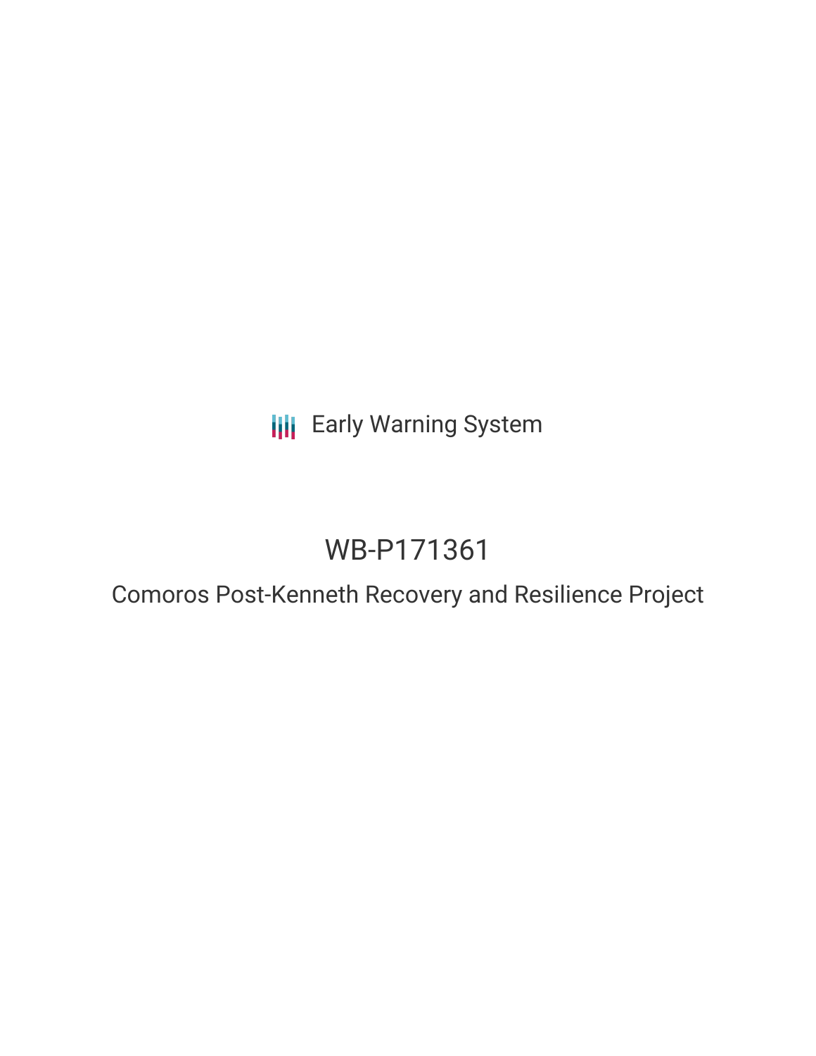Early Warning System

# WB-P171361

## Comoros Post-Kenneth Recovery and Resilience Project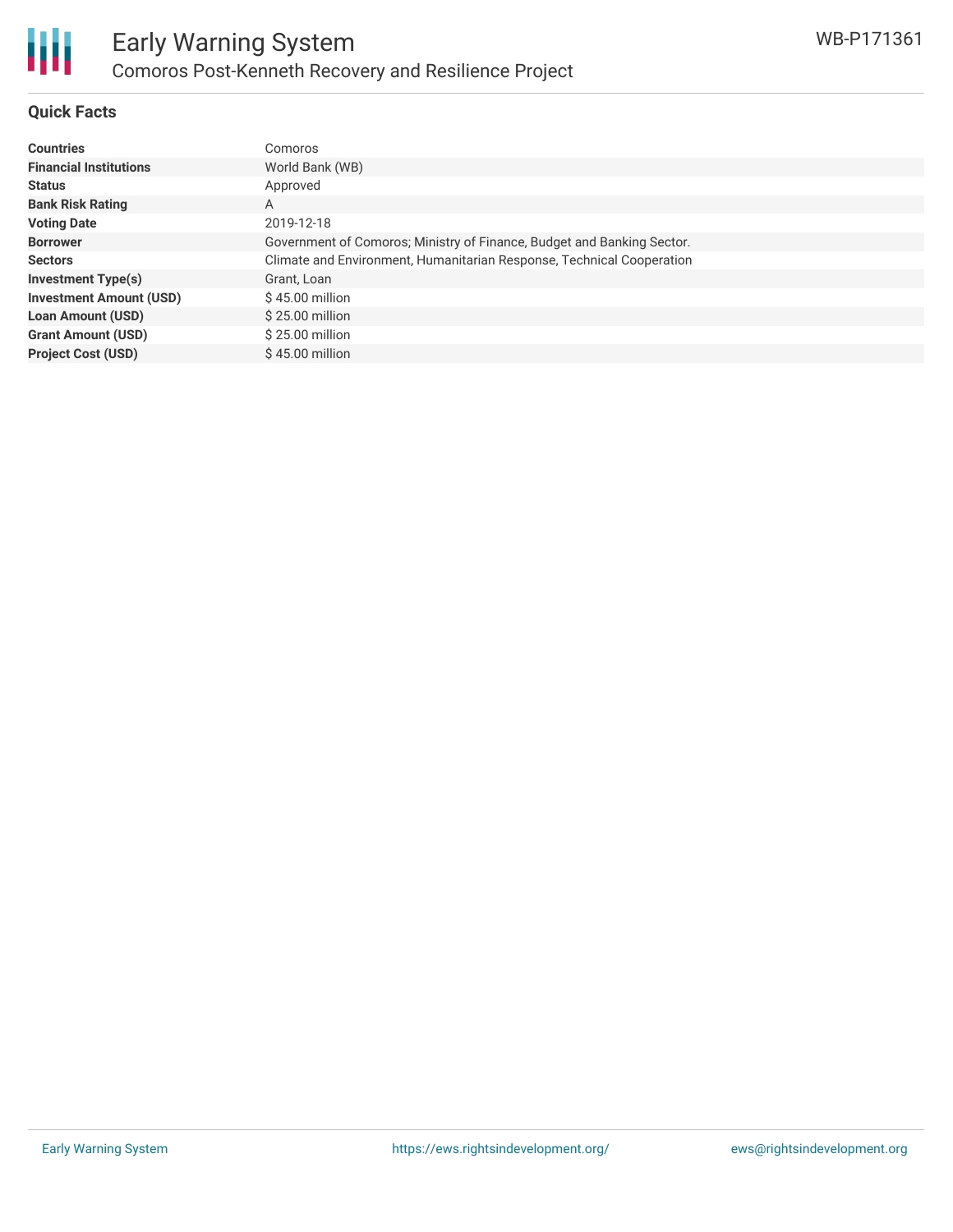## Quick Facts

| | |
|---|---|
| **Countries** | Comoros |
| **Financial Institutions** | World Bank (WB) |
| **Status** | Approved |
| **Bank Risk Rating** | A |
| **Voting Date** | 2019-12-18 |
| **Borrower** | Government of Comoros; Ministry of Finance, Budget and Banking Sector. |
| **Sectors** | Climate and Environment, Humanitarian Response, Technical Cooperation |
| **Investment Type(s)** | Grant, Loan |
| **Investment Amount (USD)** | $ 45.00 million |
| **Loan Amount (USD)** | $ 25.00 million |
| **Grant Amount (USD)** | $ 25.00 million |
| **Project Cost (USD)** | $ 45.00 million |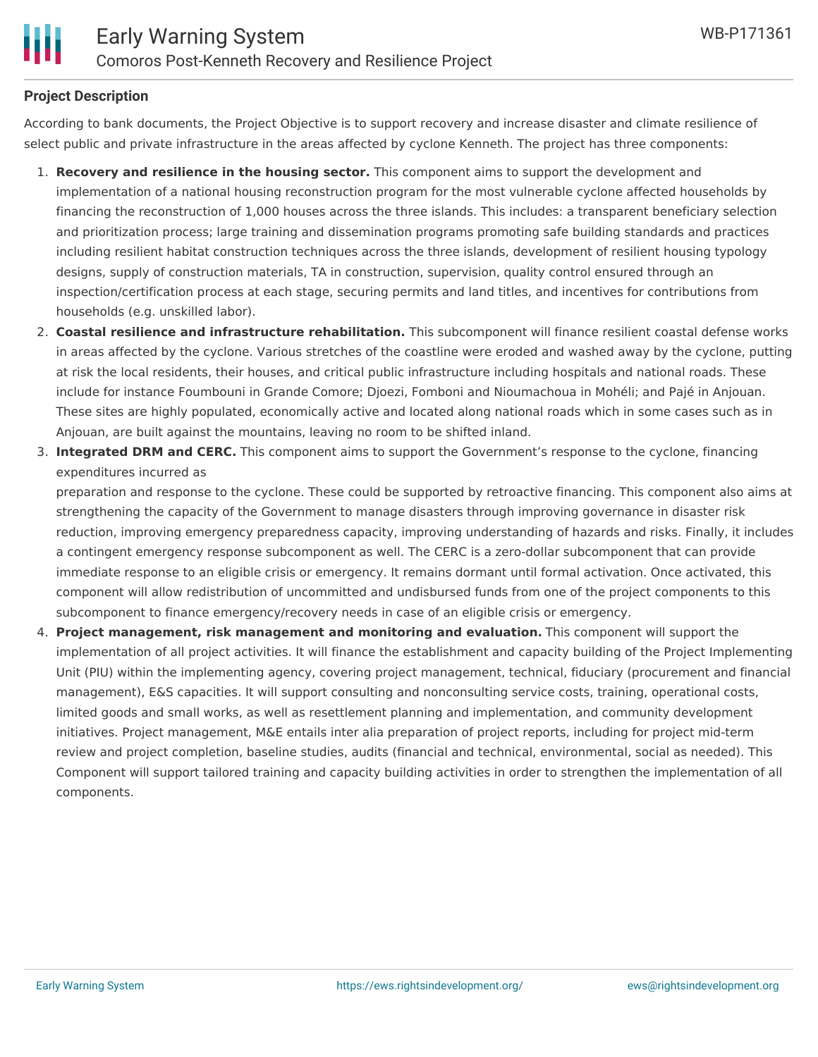## Project Description

According to bank documents, the Project Objective is to support recovery and increase disaster and climate resilience of select public and private infrastructure in the areas affected by cyclone Kenneth. The project has three components:

1. **Recovery and resilience in the housing sector.** This component aims to support the development and implementation of a national housing reconstruction program for the most vulnerable cyclone affected households by financing the reconstruction of 1,000 houses across the three islands. This includes: a transparent beneficiary selection and prioritization process; large training and dissemination programs promoting safe building standards and practices including resilient habitat construction techniques across the three islands, development of resilient housing typology designs, supply of construction materials, TA in construction, supervision, quality control ensured through an inspection/certification process at each stage, securing permits and land titles, and incentives for contributions from households (e.g. unskilled labor).
2. **Coastal resilience and infrastructure rehabilitation.** This subcomponent will finance resilient coastal defense works in areas affected by the cyclone. Various stretches of the coastline were eroded and washed away by the cyclone, putting at risk the local residents, their houses, and critical public infrastructure including hospitals and national roads. These include for instance Foumbouni in Grande Comore; Djoezi, Fomboni and Nioumachoua in Mohéli; and Pajé in Anjouan. These sites are highly populated, economically active and located along national roads which in some cases such as in Anjouan, are built against the mountains, leaving no room to be shifted inland.
3. **Integrated DRM and CERC.** This component aims to support the Government's response to the cyclone, financing expenditures incurred as

   preparation and response to the cyclone. These could be supported by retroactive financing. This component also aims at strengthening the capacity of the Government to manage disasters through improving governance in disaster risk reduction, improving emergency preparedness capacity, improving understanding of hazards and risks. Finally, it includes a contingent emergency response subcomponent as well. The CERC is a zero-dollar subcomponent that can provide immediate response to an eligible crisis or emergency. It remains dormant until formal activation. Once activated, this component will allow redistribution of uncommitted and undisbursed funds from one of the project components to this subcomponent to finance emergency/recovery needs in case of an eligible crisis or emergency.
4. **Project management, risk management and monitoring and evaluation.** This component will support the implementation of all project activities. It will finance the establishment and capacity building of the Project Implementing Unit (PIU) within the implementing agency, covering project management, technical, fiduciary (procurement and financial management), E&S capacities. It will support consulting and nonconsulting service costs, training, operational costs, limited goods and small works, as well as resettlement planning and implementation, and community development initiatives. Project management, M&E entails inter alia preparation of project reports, including for project mid-term review and project completion, baseline studies, audits (financial and technical, environmental, social as needed). This Component will support tailored training and capacity building activities in order to strengthen the implementation of all components.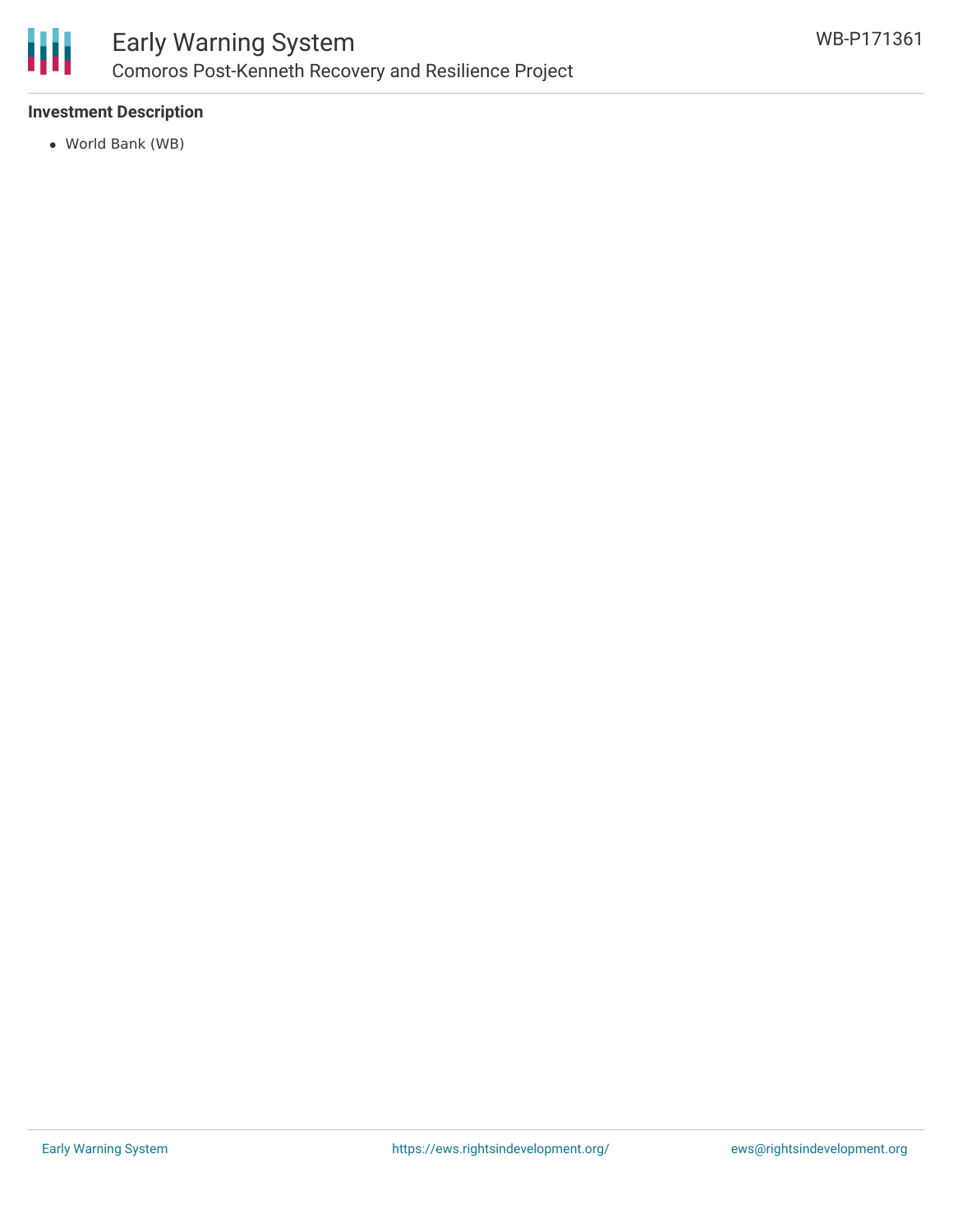**Investment Description**

- World Bank (WB)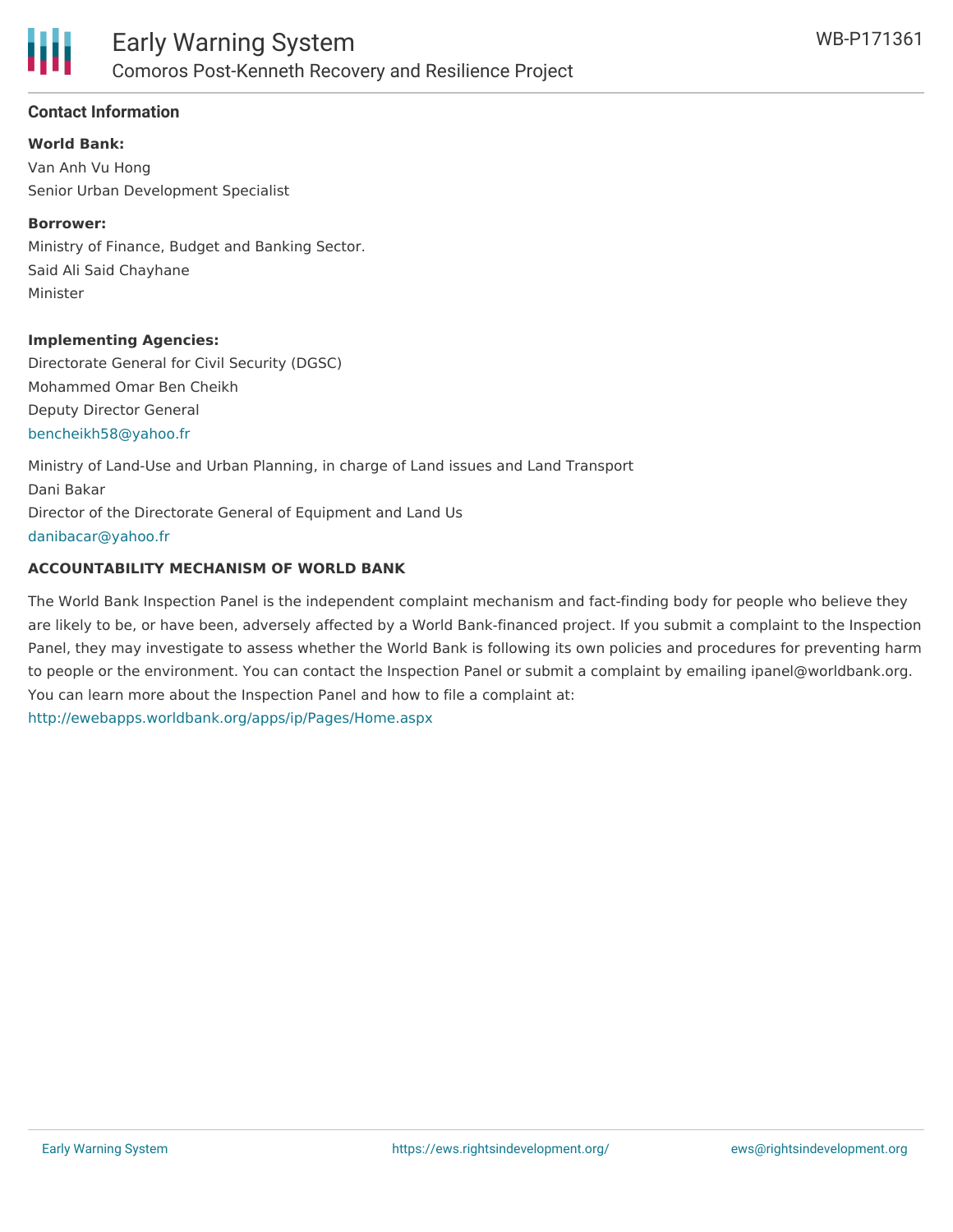## Contact Information

**World Bank:**

Van Anh Vu Hong
Senior Urban Development Specialist

**Borrower:**

Ministry of Finance, Budget and Banking Sector.
Said Ali Said Chayhane
Minister

**Implementing Agencies:**

Directorate General for Civil Security (DGSC)
Mohammed Omar Ben Cheikh
Deputy Director General
bencheikh58@yahoo.fr

Ministry of Land-Use and Urban Planning, in charge of Land issues and Land Transport
Dani Bakar
Director of the Directorate General of Equipment and Land Us
danibacar@yahoo.fr

**ACCOUNTABILITY MECHANISM OF WORLD BANK**

The World Bank Inspection Panel is the independent complaint mechanism and fact-finding body for people who believe they are likely to be, or have been, adversely affected by a World Bank-financed project. If you submit a complaint to the Inspection Panel, they may investigate to assess whether the World Bank is following its own policies and procedures for preventing harm to people or the environment. You can contact the Inspection Panel or submit a complaint by emailing ipanel@worldbank.org. You can learn more about the Inspection Panel and how to file a complaint at:
http://ewebapps.worldbank.org/apps/ip/Pages/Home.aspx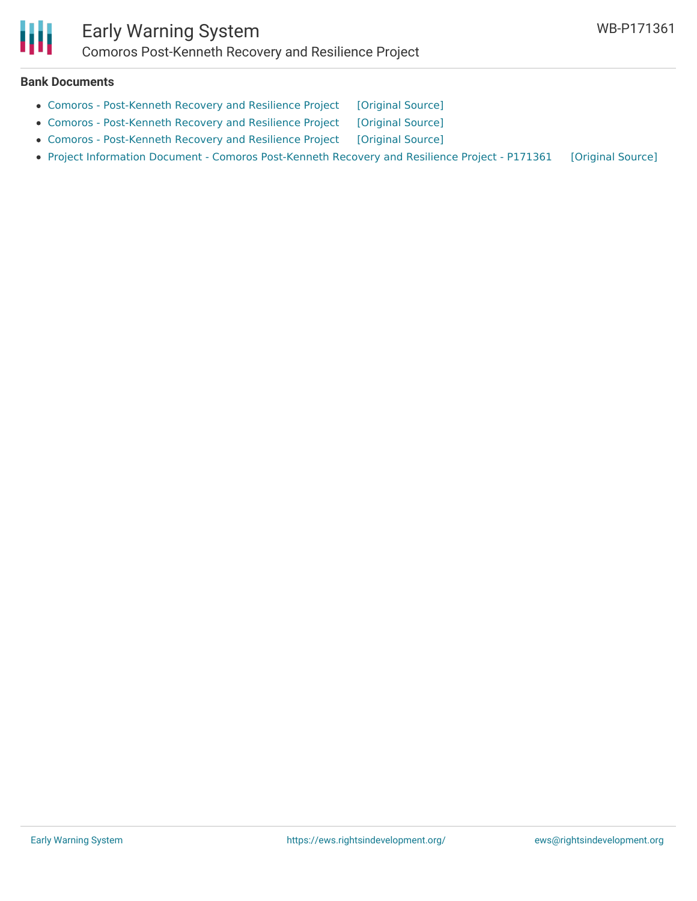**Bank Documents**

- Comoros - Post-Kenneth Recovery and Resilience Project [Original Source]
- Comoros - Post-Kenneth Recovery and Resilience Project [Original Source]
- Comoros - Post-Kenneth Recovery and Resilience Project [Original Source]
- Project Information Document - Comoros Post-Kenneth Recovery and Resilience Project - P171361 [Original Source]